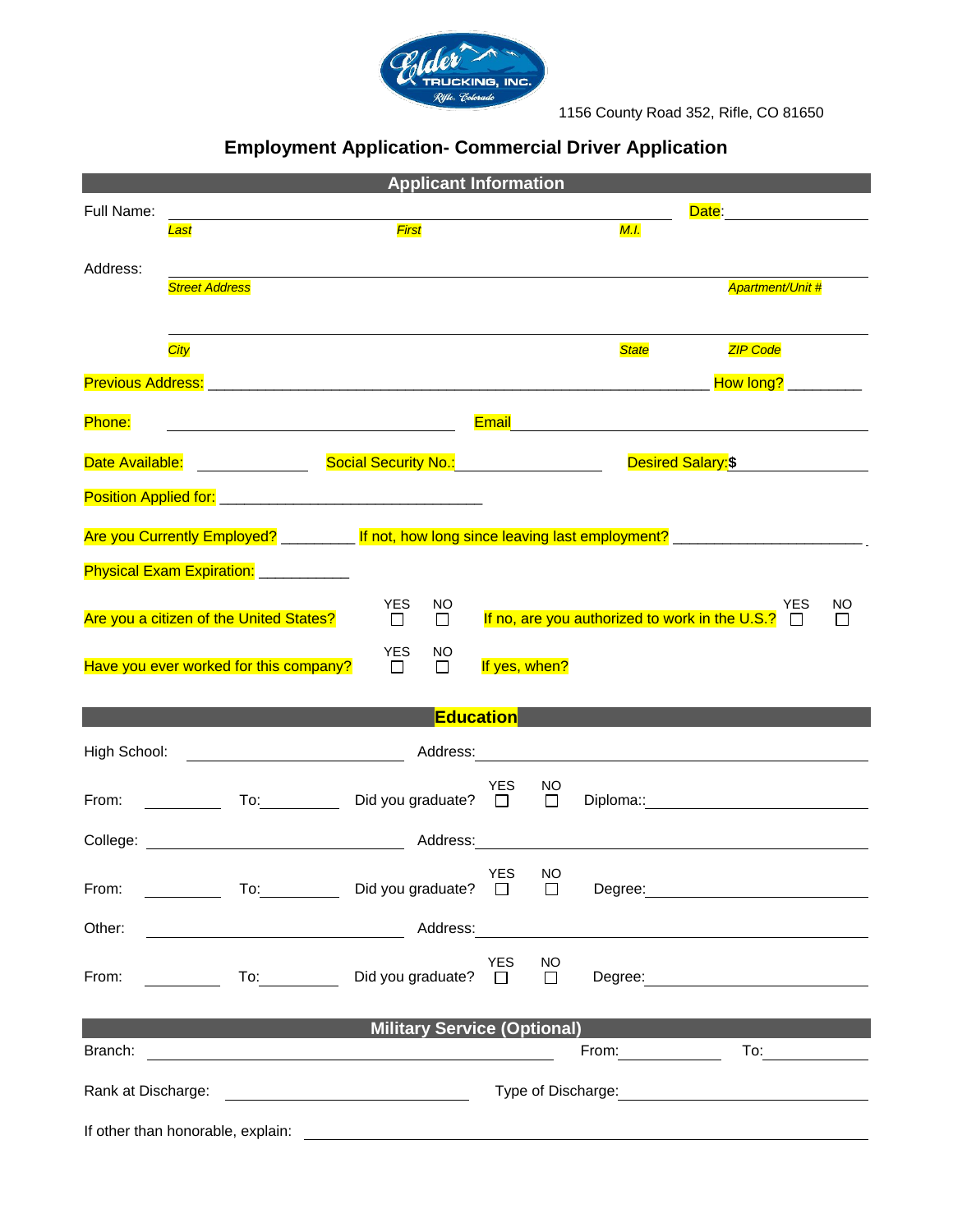1156 County Road 352, Rifle, CO 81650

# Employment Application- Commercial Driver Application

## Applicant Information

Full Name: ______________________________________________ Date: ______________

*Last* *First* *M.I.*

Address: ______________________________________________

*Street Address* *Apartment/Unit #*

______________________________________________

*City* *State* *ZIP Code*

Previous Address: ______________________________________________ How long? ________

Phone: ____________________ Email ____________________

Date Available: __________ Social Security No.: ______________ Desired Salary: $ __________

Position Applied for: ______________________________

Are you Currently Employed? ________ If not, how long since leaving last employment? ______________________

Physical Exam Expiration: __________

Are you a citizen of the United States? YES ☐ NO ☐ If no, are you authorized to work in the U.S.? YES ☐ NO ☐

Have you ever worked for this company? YES ☐ NO ☐ If yes, when?

## Education

High School: ____________________ Address: ______________________________

From: ________ To: ________ Did you graduate? YES ☐ NO ☐ Diploma:: ____________________

College: ____________________ Address: ______________________________

From: ________ To: ________ Did you graduate? YES ☐ NO ☐ Degree: ____________________

Other: ____________________ Address: ______________________________

From: ________ To: ________ Did you graduate? YES ☐ NO ☐ Degree: ____________________

## Military Service (Optional)

Branch: ______________________________ From: __________ To: __________

Rank at Discharge: ____________________ Type of Discharge: ____________________

If other than honorable, explain: ______________________________________________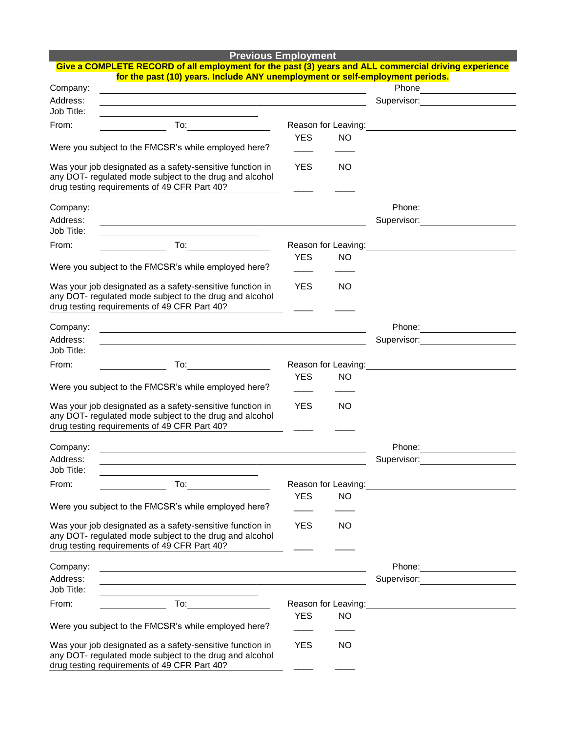## Previous Employment

**Give a COMPLETE RECORD of all employment for the past (3) years and ALL commercial driving experience for the past (10) years. Include ANY unemployment or self-employment periods.**

Company: ______________________________ Phone ______________

Address: ______________________________ Supervisor: ______________

Job Title: ______________________________

From: __________ To: __________ Reason for Leaving: ______________________

| | YES | NO |
|---|---|---|
| Were you subject to the FMCSR's while employed here? | ____ | ____ |
| Was your job designated as a safety-sensitive function in any DOT- regulated mode subject to the drug and alcohol drug testing requirements of 49 CFR Part 40? | ____ | ____ |

Company: ______________________________ Phone: ______________

Address: ______________________________ Supervisor: ______________

Job Title: ______________________________

From: __________ To: __________ Reason for Leaving: ______________________

| | YES | NO |
|---|---|---|
| Were you subject to the FMCSR's while employed here? | ____ | ____ |
| Was your job designated as a safety-sensitive function in any DOT- regulated mode subject to the drug and alcohol drug testing requirements of 49 CFR Part 40? | ____ | ____ |

Company: ______________________________ Phone: ______________

Address: ______________________________ Supervisor: ______________

Job Title: ______________________________

From: __________ To: __________ Reason for Leaving: ______________________

| | YES | NO |
|---|---|---|
| Were you subject to the FMCSR's while employed here? | ____ | ____ |
| Was your job designated as a safety-sensitive function in any DOT- regulated mode subject to the drug and alcohol drug testing requirements of 49 CFR Part 40? | ____ | ____ |

Company: ______________________________ Phone: ______________

Address: ______________________________ Supervisor: ______________

Job Title: ______________________________

From: __________ To: __________ Reason for Leaving: ______________________

| | YES | NO |
|---|---|---|
| Were you subject to the FMCSR's while employed here? | ____ | ____ |
| Was your job designated as a safety-sensitive function in any DOT- regulated mode subject to the drug and alcohol drug testing requirements of 49 CFR Part 40? | ____ | ____ |

Company: ______________________________ Phone: ______________

Address: ______________________________ Supervisor: ______________

Job Title: ______________________________

From: __________ To: __________ Reason for Leaving: ______________________

| | YES | NO |
|---|---|---|
| Were you subject to the FMCSR's while employed here? | ____ | ____ |
| Was your job designated as a safety-sensitive function in any DOT- regulated mode subject to the drug and alcohol drug testing requirements of 49 CFR Part 40? | ____ | ____ |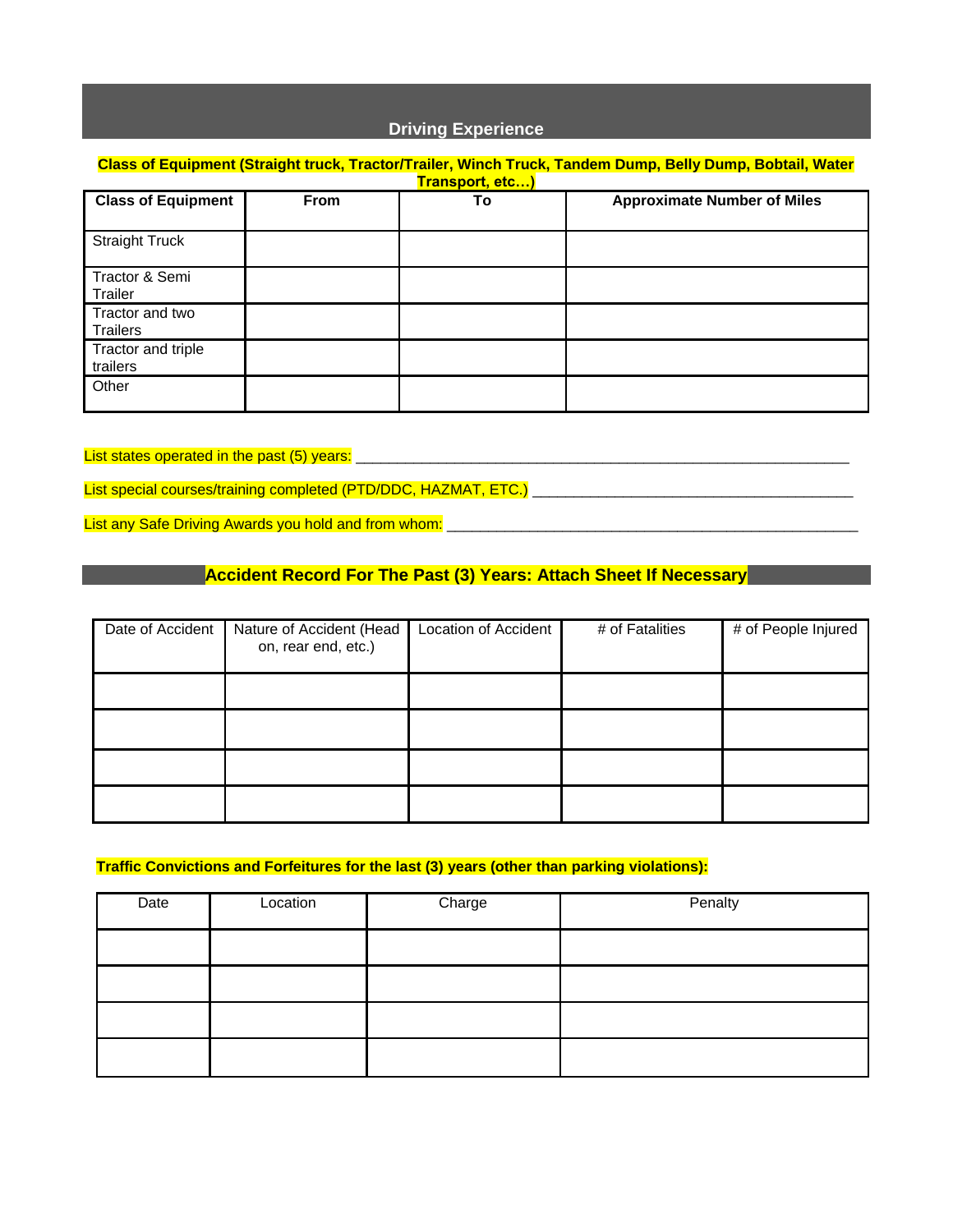## Driving Experience

**Class of Equipment (Straight truck, Tractor/Trailer, Winch Truck, Tandem Dump, Belly Dump, Bobtail, Water Transport, etc…)**

| **Class of Equipment** | **From** | **To** | **Approximate Number of Miles** |
| --- | --- | --- | --- |
| Straight Truck | | | |
| Tractor & Semi Trailer | | | |
| Tractor and two Trailers | | | |
| Tractor and triple trailers | | | |
| Other | | | |

List states operated in the past (5) years: ___________________________________________________________

List special courses/training completed (PTD/DDC, HAZMAT, ETC.) _______________________________________

List any Safe Driving Awards you hold and from whom: __________________________________________________

## Accident Record For The Past (3) Years: Attach Sheet If Necessary

| Date of Accident | Nature of Accident (Head on, rear end, etc.) | Location of Accident | # of Fatalities | # of People Injured |
| --- | --- | --- | --- | --- |
| | | | | |
| | | | | |
| | | | | |
| | | | | |

**Traffic Convictions and Forfeitures for the last (3) years (other than parking violations):**

| Date | Location | Charge | Penalty |
| --- | --- | --- | --- |
| | | | |
| | | | |
| | | | |
| | | | |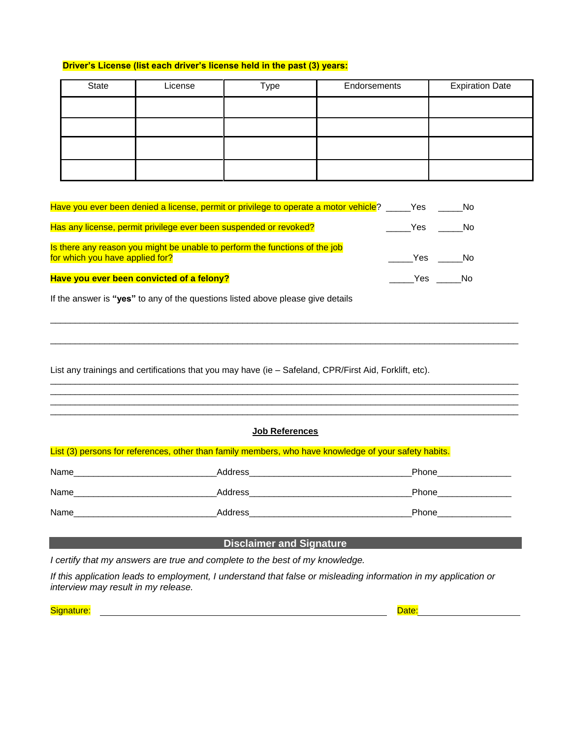**Driver's License (list each driver's license held in the past (3) years:**

| State | License | Type | Endorsements | Expiration Date |
|---|---|---|---|---|
| | | | | |
| | | | | |
| | | | | |
| | | | | |

Have you ever been denied a license, permit or privilege to operate a motor vehicle? _____Yes _____No

Has any license, permit privilege ever been suspended or revoked? _____Yes _____No

Is there any reason you might be unable to perform the functions of the job for which you have applied for? _____Yes _____No

**Have you ever been convicted of a felony?** _____Yes _____No

If the answer is **"yes"** to any of the questions listed above please give details

_______________________________________________________________________________________

_______________________________________________________________________________________

List any trainings and certifications that you may have (ie – Safeland, CPR/First Aid, Forklift, etc).

_______________________________________________________________________________________

_______________________________________________________________________________________

_______________________________________________________________________________________

_______________________________________________________________________________________

**Job References**

List (3) persons for references, other than family members, who have knowledge of your safety habits.

Name_____________________________Address_________________________________Phone_______________

Name_____________________________Address_________________________________Phone_______________

Name_____________________________Address_________________________________Phone_______________

## Disclaimer and Signature

*I certify that my answers are true and complete to the best of my knowledge.*

*If this application leads to employment, I understand that false or misleading information in my application or interview may result in my release.*

Signature: ______________________________________________ Date: ____________________